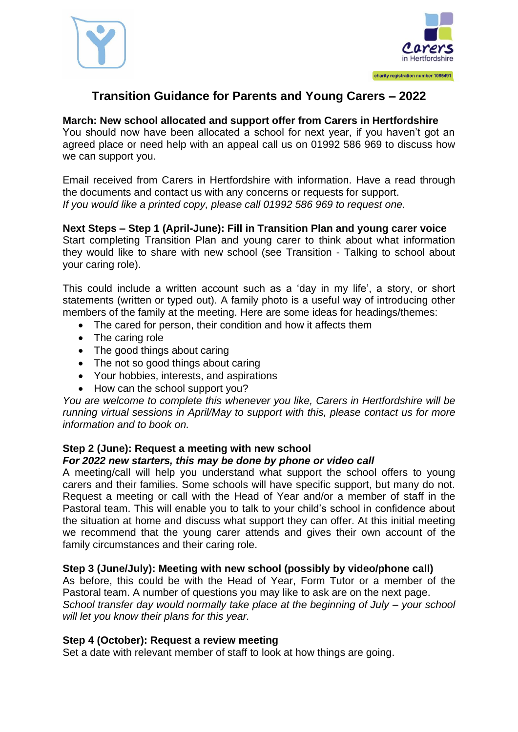# Transition Guidance for Parents and Young Carers – 2022

**March: New school allocated and support offer from Carers in Hertfordshire**
You should now have been allocated a school for next year, if you haven't got an agreed place or need help with an appeal call us on 01992 586 969 to discuss how we can support you.

Email received from Carers in Hertfordshire with information. Have a read through the documents and contact us with any concerns or requests for support.
*If you would like a printed copy, please call 01992 586 969 to request one.*

**Next Steps – Step 1 (April-June): Fill in Transition Plan and young carer voice**
Start completing Transition Plan and young carer to think about what information they would like to share with new school (see Transition - Talking to school about your caring role).

This could include a written account such as a 'day in my life', a story, or short statements (written or typed out). A family photo is a useful way of introducing other members of the family at the meeting. Here are some ideas for headings/themes:

- The cared for person, their condition and how it affects them
- The caring role
- The good things about caring
- The not so good things about caring
- Your hobbies, interests, and aspirations
- How can the school support you?

*You are welcome to complete this whenever you like, Carers in Hertfordshire will be running virtual sessions in April/May to support with this, please contact us for more information and to book on.*

**Step 2 (June): Request a meeting with new school**
***For 2022 new starters, this may be done by phone or video call***
A meeting/call will help you understand what support the school offers to young carers and their families. Some schools will have specific support, but many do not. Request a meeting or call with the Head of Year and/or a member of staff in the Pastoral team. This will enable you to talk to your child's school in confidence about the situation at home and discuss what support they can offer. At this initial meeting we recommend that the young carer attends and gives their own account of the family circumstances and their caring role.

**Step 3 (June/July): Meeting with new school (possibly by video/phone call)**
As before, this could be with the Head of Year, Form Tutor or a member of the Pastoral team. A number of questions you may like to ask are on the next page.
*School transfer day would normally take place at the beginning of July – your school will let you know their plans for this year.*

**Step 4 (October): Request a review meeting**
Set a date with relevant member of staff to look at how things are going.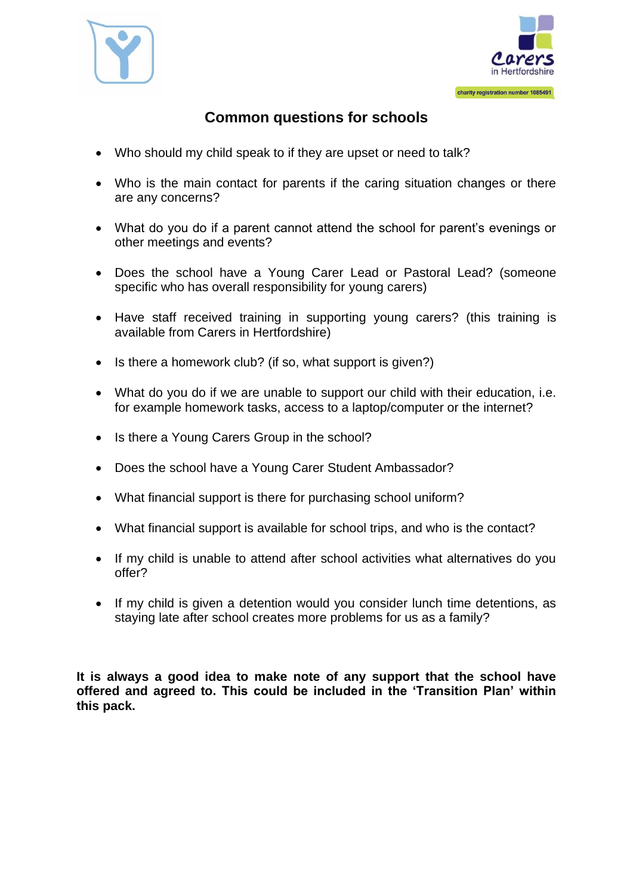# Common questions for schools

- Who should my child speak to if they are upset or need to talk?
- Who is the main contact for parents if the caring situation changes or there are any concerns?
- What do you do if a parent cannot attend the school for parent's evenings or other meetings and events?
- Does the school have a Young Carer Lead or Pastoral Lead? (someone specific who has overall responsibility for young carers)
- Have staff received training in supporting young carers? (this training is available from Carers in Hertfordshire)
- Is there a homework club? (if so, what support is given?)
- What do you do if we are unable to support our child with their education, i.e. for example homework tasks, access to a laptop/computer or the internet?
- Is there a Young Carers Group in the school?
- Does the school have a Young Carer Student Ambassador?
- What financial support is there for purchasing school uniform?
- What financial support is available for school trips, and who is the contact?
- If my child is unable to attend after school activities what alternatives do you offer?
- If my child is given a detention would you consider lunch time detentions, as staying late after school creates more problems for us as a family?

**It is always a good idea to make note of any support that the school have offered and agreed to. This could be included in the 'Transition Plan' within this pack.**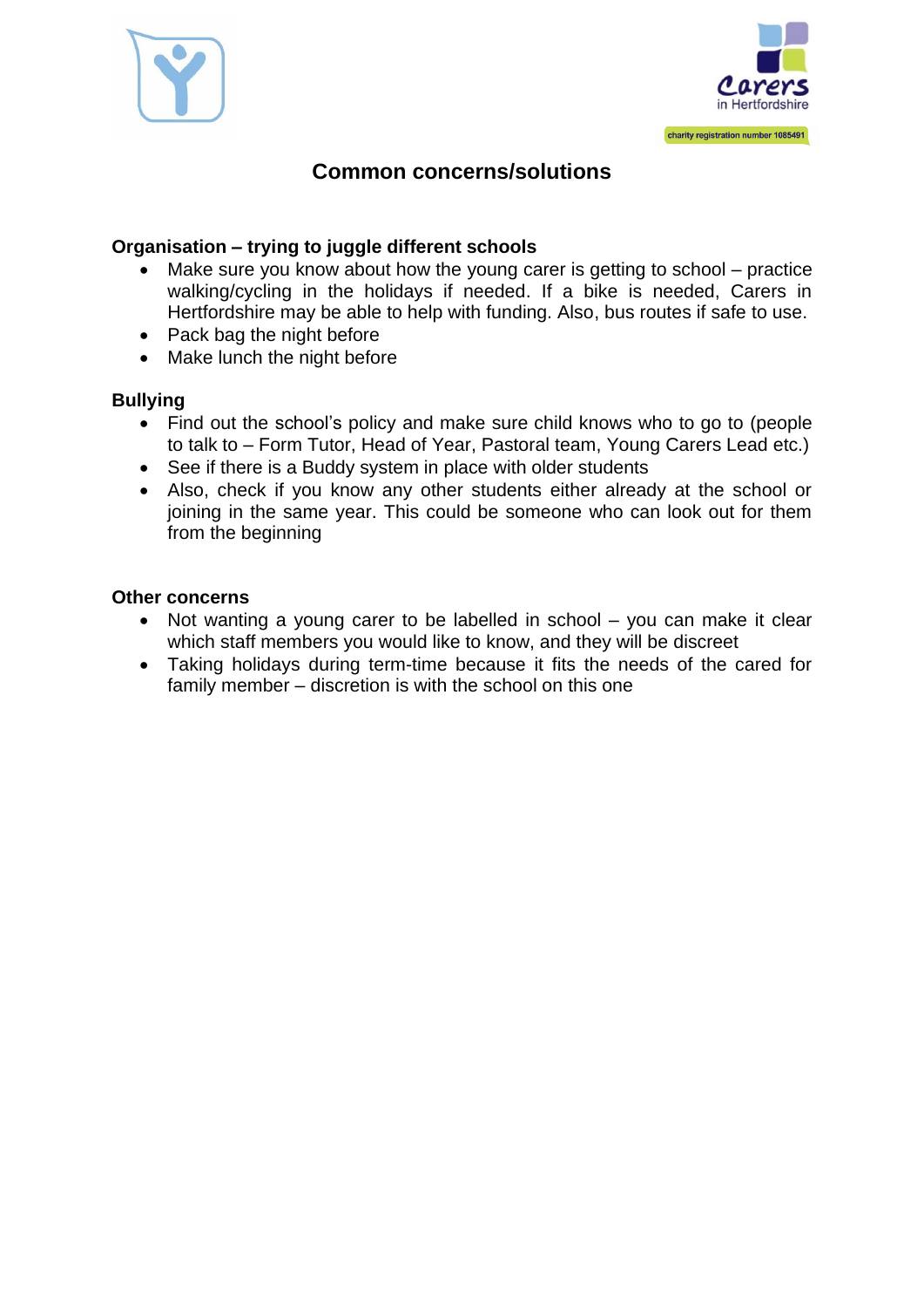# Common concerns/solutions

**Organisation – trying to juggle different schools**

- Make sure you know about how the young carer is getting to school – practice walking/cycling in the holidays if needed. If a bike is needed, Carers in Hertfordshire may be able to help with funding. Also, bus routes if safe to use.
- Pack bag the night before
- Make lunch the night before

**Bullying**

- Find out the school's policy and make sure child knows who to go to (people to talk to – Form Tutor, Head of Year, Pastoral team, Young Carers Lead etc.)
- See if there is a Buddy system in place with older students
- Also, check if you know any other students either already at the school or joining in the same year. This could be someone who can look out for them from the beginning

**Other concerns**

- Not wanting a young carer to be labelled in school – you can make it clear which staff members you would like to know, and they will be discreet
- Taking holidays during term-time because it fits the needs of the cared for family member – discretion is with the school on this one